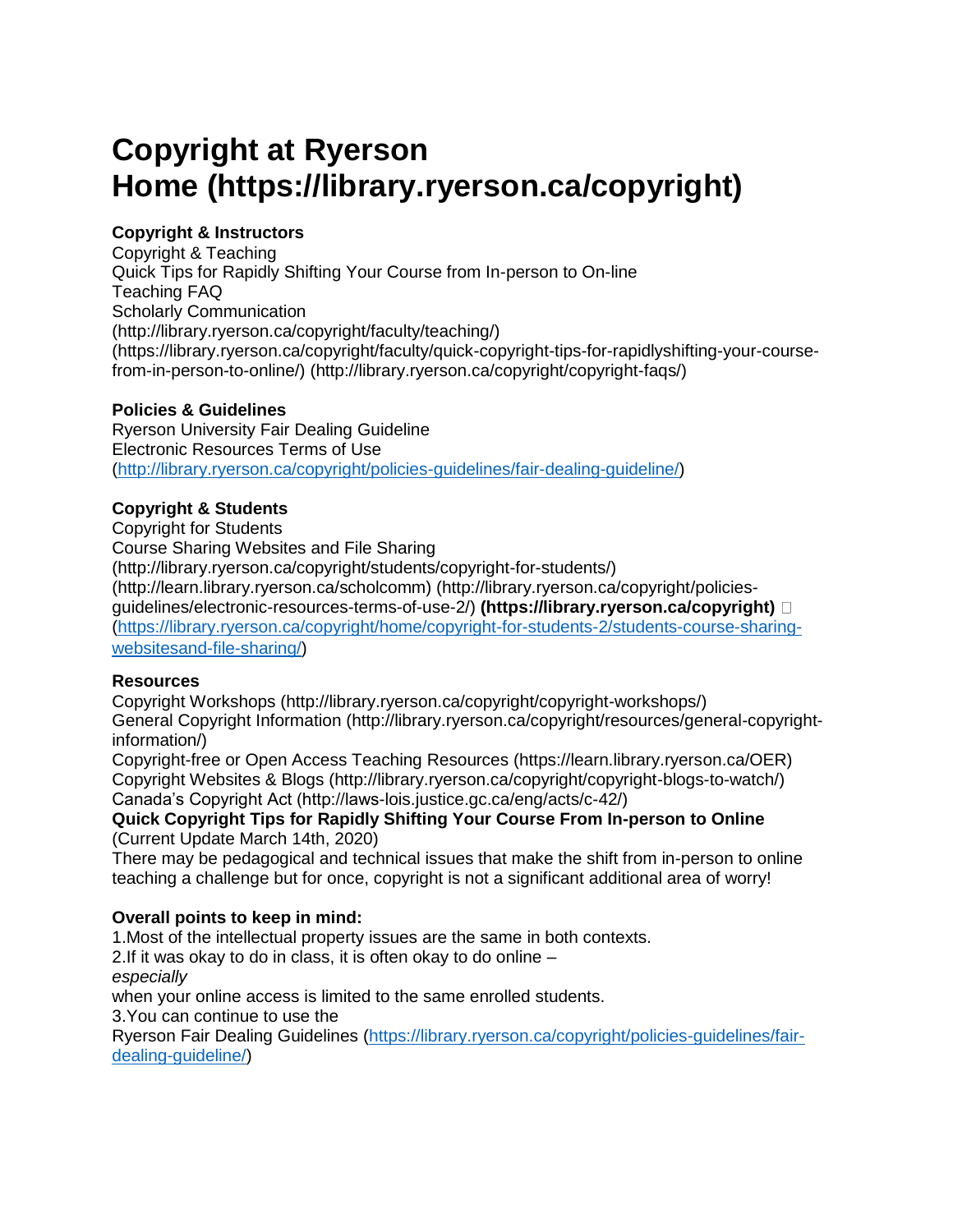# Copyright at Ryerson Home (https://library.ryerson.ca/copyright)

**Copyright & Instructors**
Copyright & Teaching
Quick Tips for Rapidly Shifting Your Course from In-person to On-line
Teaching FAQ
Scholarly Communication
(http://library.ryerson.ca/copyright/faculty/teaching/)
(https://library.ryerson.ca/copyright/faculty/quick-copyright-tips-for-rapidlyshifting-your-course-from-in-person-to-online/) (http://library.ryerson.ca/copyright/copyright-faqs/)

**Policies & Guidelines**
Ryerson University Fair Dealing Guideline
Electronic Resources Terms of Use
(http://library.ryerson.ca/copyright/policies-guidelines/fair-dealing-guideline/)

**Copyright & Students**
Copyright for Students
Course Sharing Websites and File Sharing
(http://library.ryerson.ca/copyright/students/copyright-for-students/)
(http://learn.library.ryerson.ca/scholcomm) (http://library.ryerson.ca/copyright/policies-guidelines/electronic-resources-terms-of-use-2/) **(https://library.ryerson.ca/copyright)** 
(https://library.ryerson.ca/copyright/home/copyright-for-students-2/students-course-sharing-websitesand-file-sharing/)

**Resources**
Copyright Workshops (http://library.ryerson.ca/copyright/copyright-workshops/)
General Copyright Information (http://library.ryerson.ca/copyright/resources/general-copyright-information/)
Copyright-free or Open Access Teaching Resources (https://learn.library.ryerson.ca/OER)
Copyright Websites & Blogs (http://library.ryerson.ca/copyright/copyright-blogs-to-watch/)
Canada's Copyright Act (http://laws-lois.justice.gc.ca/eng/acts/c-42/)

**Quick Copyright Tips for Rapidly Shifting Your Course From In-person to Online**
(Current Update March 14th, 2020)
There may be pedagogical and technical issues that make the shift from in-person to online teaching a challenge but for once, copyright is not a significant additional area of worry!

**Overall points to keep in mind:**

1. Most of the intellectual property issues are the same in both contexts.
2. If it was okay to do in class, it is often okay to do online – *especially* when your online access is limited to the same enrolled students.
3. You can continue to use the Ryerson Fair Dealing Guidelines (https://library.ryerson.ca/copyright/policies-guidelines/fair-dealing-guideline/)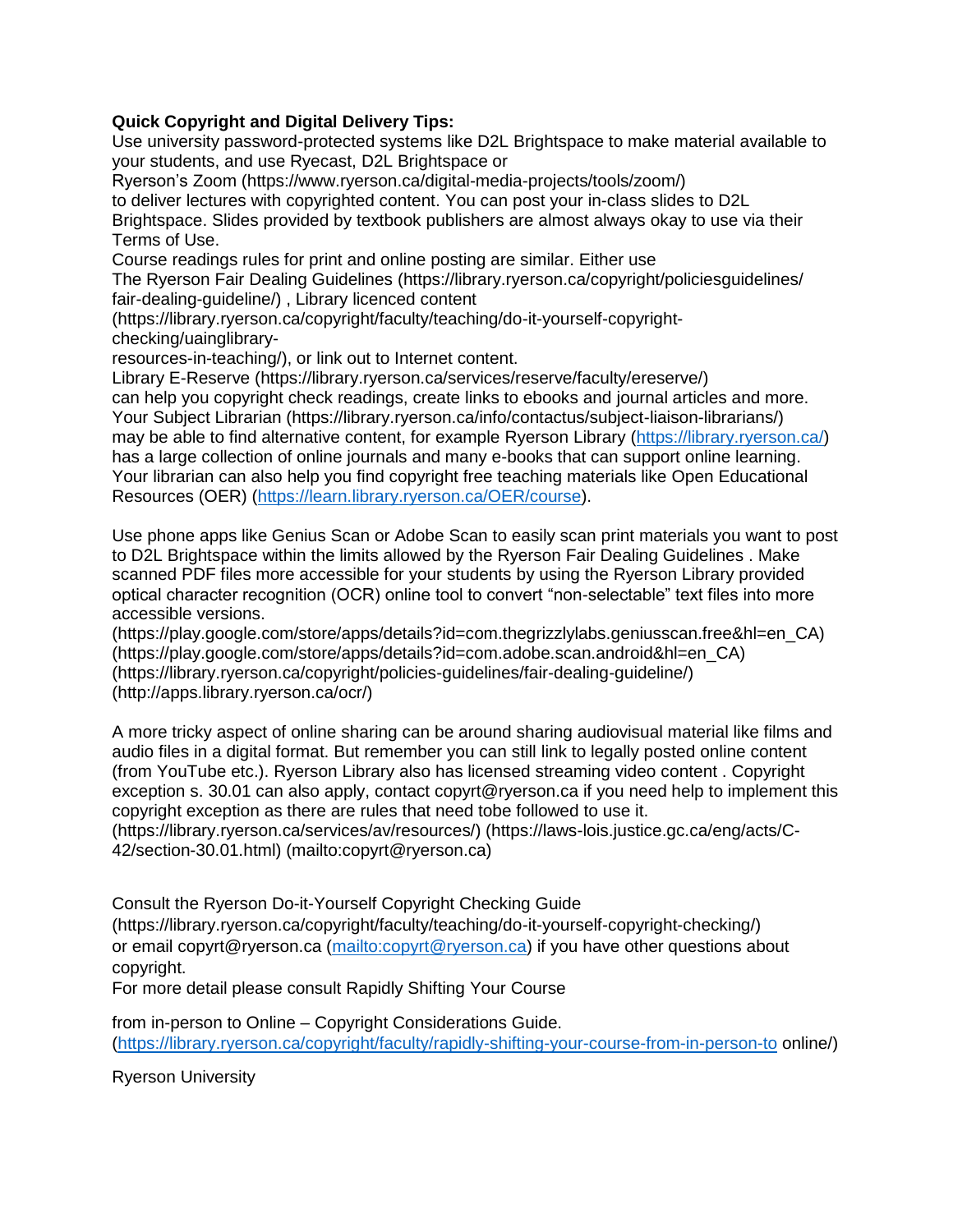**Quick Copyright and Digital Delivery Tips:**

Use university password-protected systems like D2L Brightspace to make material available to your students, and use Ryecast, D2L Brightspace or Ryerson's Zoom (https://www.ryerson.ca/digital-media-projects/tools/zoom/) to deliver lectures with copyrighted content. You can post your in-class slides to D2L Brightspace. Slides provided by textbook publishers are almost always okay to use via their Terms of Use.

Course readings rules for print and online posting are similar. Either use The Ryerson Fair Dealing Guidelines (https://library.ryerson.ca/copyright/policiesguidelines/fair-dealing-guideline/) , Library licenced content (https://library.ryerson.ca/copyright/faculty/teaching/do-it-yourself-copyright-checking/uainglibrary-resources-in-teaching/), or link out to Internet content.

Library E-Reserve (https://library.ryerson.ca/services/reserve/faculty/ereserve/) can help you copyright check readings, create links to ebooks and journal articles and more. Your Subject Librarian (https://library.ryerson.ca/info/contactus/subject-liaison-librarians/) may be able to find alternative content, for example Ryerson Library (https://library.ryerson.ca/) has a large collection of online journals and many e-books that can support online learning. Your librarian can also help you find copyright free teaching materials like Open Educational Resources (OER) (https://learn.library.ryerson.ca/OER/course).

Use phone apps like Genius Scan or Adobe Scan to easily scan print materials you want to post to D2L Brightspace within the limits allowed by the Ryerson Fair Dealing Guidelines . Make scanned PDF files more accessible for your students by using the Ryerson Library provided optical character recognition (OCR) online tool to convert "non-selectable" text files into more accessible versions.
(https://play.google.com/store/apps/details?id=com.thegrizzlylabs.geniusscan.free&hl=en_CA)
(https://play.google.com/store/apps/details?id=com.adobe.scan.android&hl=en_CA)
(https://library.ryerson.ca/copyright/policies-guidelines/fair-dealing-guideline/)
(http://apps.library.ryerson.ca/ocr/)

A more tricky aspect of online sharing can be around sharing audiovisual material like films and audio files in a digital format. But remember you can still link to legally posted online content (from YouTube etc.). Ryerson Library also has licensed streaming video content . Copyright exception s. 30.01 can also apply, contact copyrt@ryerson.ca if you need help to implement this copyright exception as there are rules that need tobe followed to use it.
(https://library.ryerson.ca/services/av/resources/) (https://laws-lois.justice.gc.ca/eng/acts/C-42/section-30.01.html) (mailto:copyrt@ryerson.ca)

Consult the Ryerson Do-it-Yourself Copyright Checking Guide (https://library.ryerson.ca/copyright/faculty/teaching/do-it-yourself-copyright-checking/) or email copyrt@ryerson.ca (mailto:copyrt@ryerson.ca) if you have other questions about copyright.

For more detail please consult Rapidly Shifting Your Course

from in-person to Online – Copyright Considerations Guide.
(https://library.ryerson.ca/copyright/faculty/rapidly-shifting-your-course-from-in-person-to online/)

Ryerson University